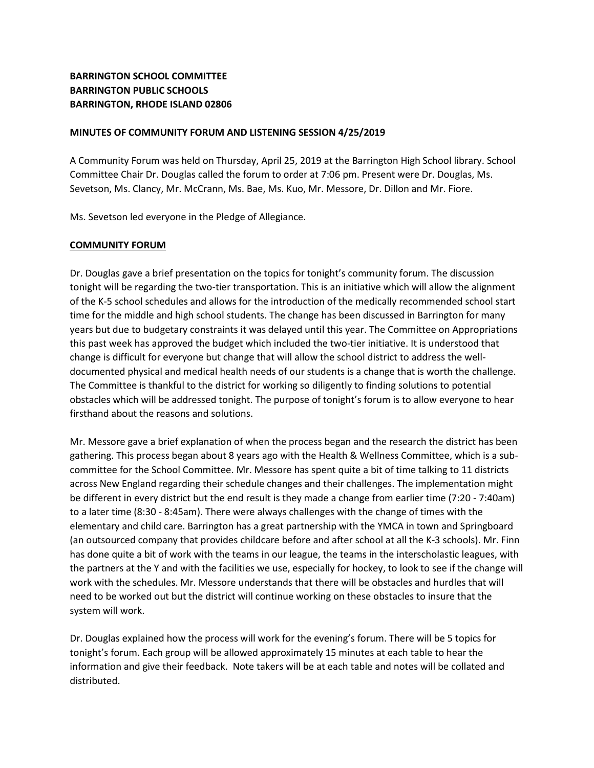**BARRINGTON SCHOOL COMMITTEE**
**BARRINGTON PUBLIC SCHOOLS**
**BARRINGTON, RHODE ISLAND 02806**

**MINUTES OF COMMUNITY FORUM AND LISTENING SESSION 4/25/2019**

A Community Forum was held on Thursday, April 25, 2019 at the Barrington High School library. School Committee Chair Dr. Douglas called the forum to order at 7:06 pm. Present were Dr. Douglas, Ms. Sevetson, Ms. Clancy, Mr. McCrann, Ms. Bae, Ms. Kuo, Mr. Messore, Dr. Dillon and Mr. Fiore.

Ms. Sevetson led everyone in the Pledge of Allegiance.

**COMMUNITY FORUM**

Dr. Douglas gave a brief presentation on the topics for tonight's community forum. The discussion tonight will be regarding the two-tier transportation. This is an initiative which will allow the alignment of the K-5 school schedules and allows for the introduction of the medically recommended school start time for the middle and high school students. The change has been discussed in Barrington for many years but due to budgetary constraints it was delayed until this year. The Committee on Appropriations this past week has approved the budget which included the two-tier initiative. It is understood that change is difficult for everyone but change that will allow the school district to address the well-documented physical and medical health needs of our students is a change that is worth the challenge. The Committee is thankful to the district for working so diligently to finding solutions to potential obstacles which will be addressed tonight. The purpose of tonight's forum is to allow everyone to hear firsthand about the reasons and solutions.

Mr. Messore gave a brief explanation of when the process began and the research the district has been gathering. This process began about 8 years ago with the Health & Wellness Committee, which is a sub-committee for the School Committee. Mr. Messore has spent quite a bit of time talking to 11 districts across New England regarding their schedule changes and their challenges. The implementation might be different in every district but the end result is they made a change from earlier time (7:20 - 7:40am) to a later time (8:30 - 8:45am). There were always challenges with the change of times with the elementary and child care. Barrington has a great partnership with the YMCA in town and Springboard (an outsourced company that provides childcare before and after school at all the K-3 schools). Mr. Finn has done quite a bit of work with the teams in our league, the teams in the interscholastic leagues, with the partners at the Y and with the facilities we use, especially for hockey, to look to see if the change will work with the schedules. Mr. Messore understands that there will be obstacles and hurdles that will need to be worked out but the district will continue working on these obstacles to insure that the system will work.

Dr. Douglas explained how the process will work for the evening's forum. There will be 5 topics for tonight's forum. Each group will be allowed approximately 15 minutes at each table to hear the information and give their feedback. Note takers will be at each table and notes will be collated and distributed.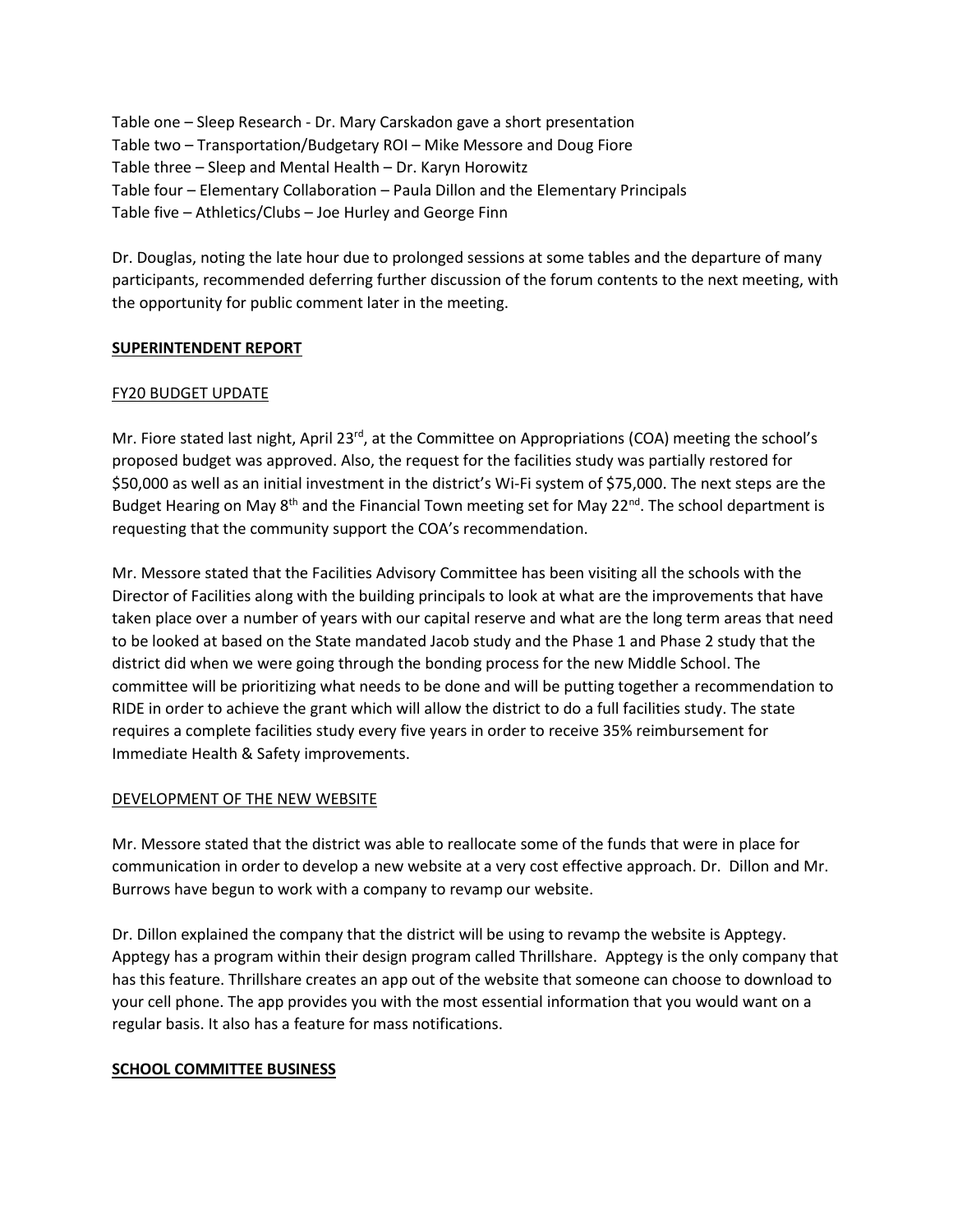Table one – Sleep Research - Dr. Mary Carskadon gave a short presentation
Table two – Transportation/Budgetary ROI – Mike Messore and Doug Fiore
Table three – Sleep and Mental Health – Dr. Karyn Horowitz
Table four – Elementary Collaboration – Paula Dillon and the Elementary Principals
Table five – Athletics/Clubs – Joe Hurley and George Finn

Dr. Douglas, noting the late hour due to prolonged sessions at some tables and the departure of many participants, recommended deferring further discussion of the forum contents to the next meeting, with the opportunity for public comment later in the meeting.

**SUPERINTENDENT REPORT**

FY20 BUDGET UPDATE

Mr. Fiore stated last night, April 23rd, at the Committee on Appropriations (COA) meeting the school's proposed budget was approved. Also, the request for the facilities study was partially restored for $50,000 as well as an initial investment in the district's Wi-Fi system of $75,000. The next steps are the Budget Hearing on May 8th and the Financial Town meeting set for May 22nd. The school department is requesting that the community support the COA's recommendation.

Mr. Messore stated that the Facilities Advisory Committee has been visiting all the schools with the Director of Facilities along with the building principals to look at what are the improvements that have taken place over a number of years with our capital reserve and what are the long term areas that need to be looked at based on the State mandated Jacob study and the Phase 1 and Phase 2 study that the district did when we were going through the bonding process for the new Middle School. The committee will be prioritizing what needs to be done and will be putting together a recommendation to RIDE in order to achieve the grant which will allow the district to do a full facilities study. The state requires a complete facilities study every five years in order to receive 35% reimbursement for Immediate Health & Safety improvements.

DEVELOPMENT OF THE NEW WEBSITE

Mr. Messore stated that the district was able to reallocate some of the funds that were in place for communication in order to develop a new website at a very cost effective approach. Dr. Dillon and Mr. Burrows have begun to work with a company to revamp our website.

Dr. Dillon explained the company that the district will be using to revamp the website is Apptegy. Apptegy has a program within their design program called Thrillshare. Apptegy is the only company that has this feature. Thrillshare creates an app out of the website that someone can choose to download to your cell phone. The app provides you with the most essential information that you would want on a regular basis. It also has a feature for mass notifications.

**SCHOOL COMMITTEE BUSINESS**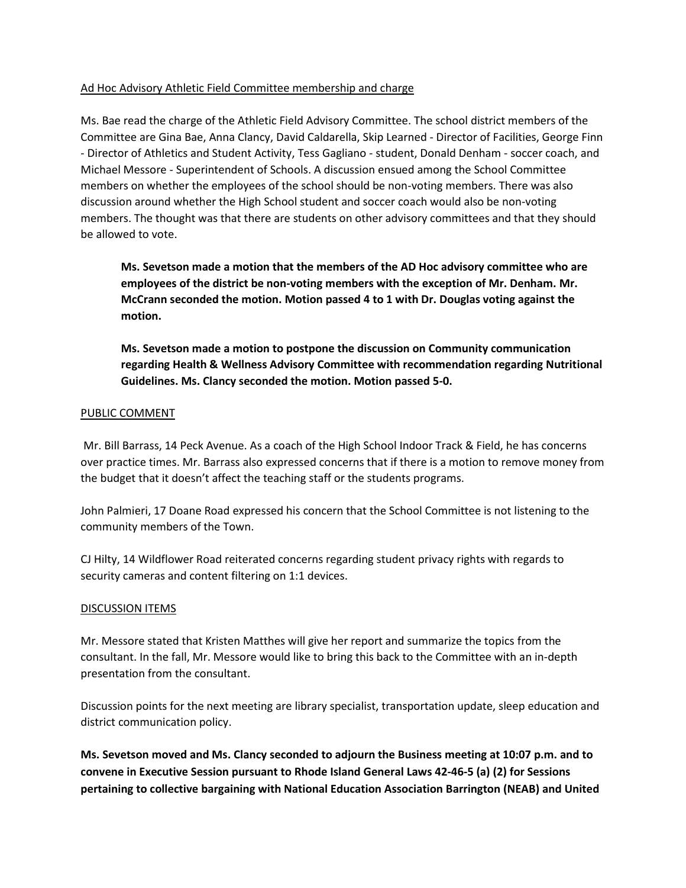Ad Hoc Advisory Athletic Field Committee membership and charge

Ms. Bae read the charge of the Athletic Field Advisory Committee. The school district members of the Committee are Gina Bae, Anna Clancy, David Caldarella, Skip Learned - Director of Facilities, George Finn - Director of Athletics and Student Activity, Tess Gagliano - student, Donald Denham - soccer coach, and Michael Messore - Superintendent of Schools. A discussion ensued among the School Committee members on whether the employees of the school should be non-voting members. There was also discussion around whether the High School student and soccer coach would also be non-voting members. The thought was that there are students on other advisory committees and that they should be allowed to vote.

> **Ms. Sevetson made a motion that the members of the AD Hoc advisory committee who are employees of the district be non-voting members with the exception of Mr. Denham. Mr. McCrann seconded the motion. Motion passed 4 to 1 with Dr. Douglas voting against the motion.**
>
> **Ms. Sevetson made a motion to postpone the discussion on Community communication regarding Health & Wellness Advisory Committee with recommendation regarding Nutritional Guidelines. Ms. Clancy seconded the motion. Motion passed 5-0.**

PUBLIC COMMENT

Mr. Bill Barrass, 14 Peck Avenue. As a coach of the High School Indoor Track & Field, he has concerns over practice times. Mr. Barrass also expressed concerns that if there is a motion to remove money from the budget that it doesn't affect the teaching staff or the students programs.

John Palmieri, 17 Doane Road expressed his concern that the School Committee is not listening to the community members of the Town.

CJ Hilty, 14 Wildflower Road reiterated concerns regarding student privacy rights with regards to security cameras and content filtering on 1:1 devices.

DISCUSSION ITEMS

Mr. Messore stated that Kristen Matthes will give her report and summarize the topics from the consultant. In the fall, Mr. Messore would like to bring this back to the Committee with an in-depth presentation from the consultant.

Discussion points for the next meeting are library specialist, transportation update, sleep education and district communication policy.

**Ms. Sevetson moved and Ms. Clancy seconded to adjourn the Business meeting at 10:07 p.m. and to convene in Executive Session pursuant to Rhode Island General Laws 42-46-5 (a) (2) for Sessions pertaining to collective bargaining with National Education Association Barrington (NEAB) and United**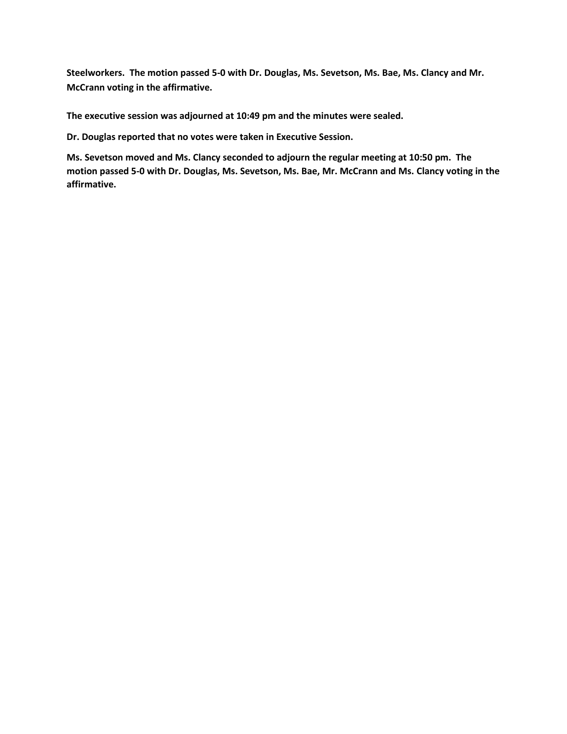**Steelworkers. The motion passed 5-0 with Dr. Douglas, Ms. Sevetson, Ms. Bae, Ms. Clancy and Mr. McCrann voting in the affirmative.**

**The executive session was adjourned at 10:49 pm and the minutes were sealed.**

**Dr. Douglas reported that no votes were taken in Executive Session.**

**Ms. Sevetson moved and Ms. Clancy seconded to adjourn the regular meeting at 10:50 pm. The motion passed 5-0 with Dr. Douglas, Ms. Sevetson, Ms. Bae, Mr. McCrann and Ms. Clancy voting in the affirmative.**